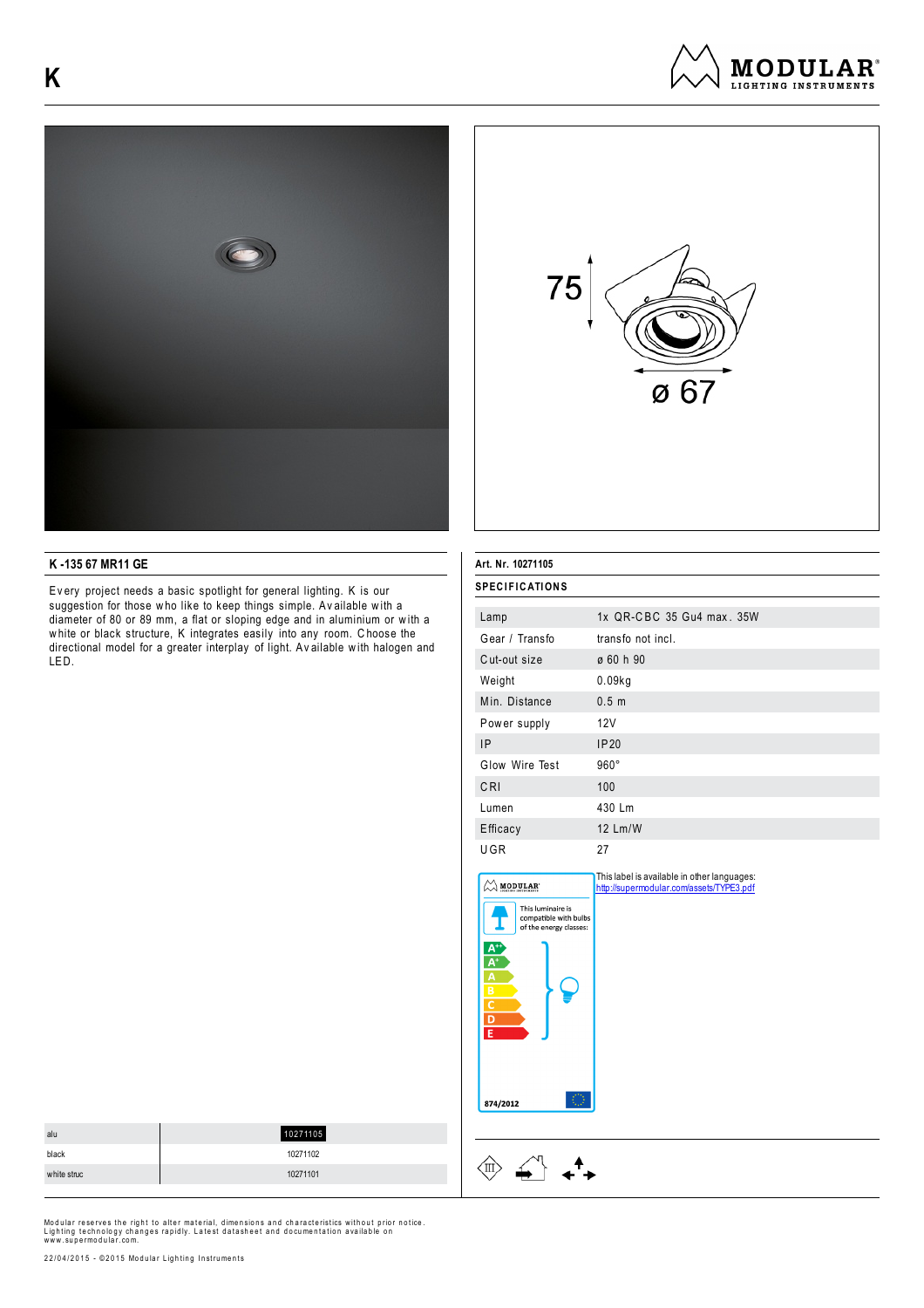# K

## K -135 67 MR11 GE

Every project needs a basic spotlight for general lighting. K is our suggestion for those who like to keep things simple. Available with a diameter of 80 or 89 mm, a flat or sloping edge and in aluminium or with a white or black structure, K integrates easily into any room. Choose the directional model for a greater interplay of light. Available with halogen and LED.

| | |
|---|---|
| alu | 10271105 |
| black | 10271102 |
| white struc | 10271101 |

**Art. Nr. 10271105**

**SPECIFICATIONS**

| | |
|---|---|
| Lamp | 1x QR-CBC 35 Gu4 max. 35W |
| Gear / Transfo | transfo not incl. |
| Cut-out size | ø 60 h 90 |
| Weight | 0.09kg |
| Min. Distance | 0.5 m |
| Power supply | 12V |
| IP | IP20 |
| Glow Wire Test | 960° |
| CRI | 100 |
| Lumen | 430 Lm |
| Efficacy | 12 Lm/W |
| UGR | 27 |

This label is available in other languages: http://supermodular.com/assets/TYPE3.pdf

This luminaire is compatible with bulbs of the energy classes: A++ A+ A B C D E

874/2012

Modular reserves the right to alter material, dimensions and characteristics without prior notice. Lighting technology changes rapidly. Latest datasheet and documentation available on www.supermodular.com.

22/04/2015 - ©2015 Modular Lighting Instruments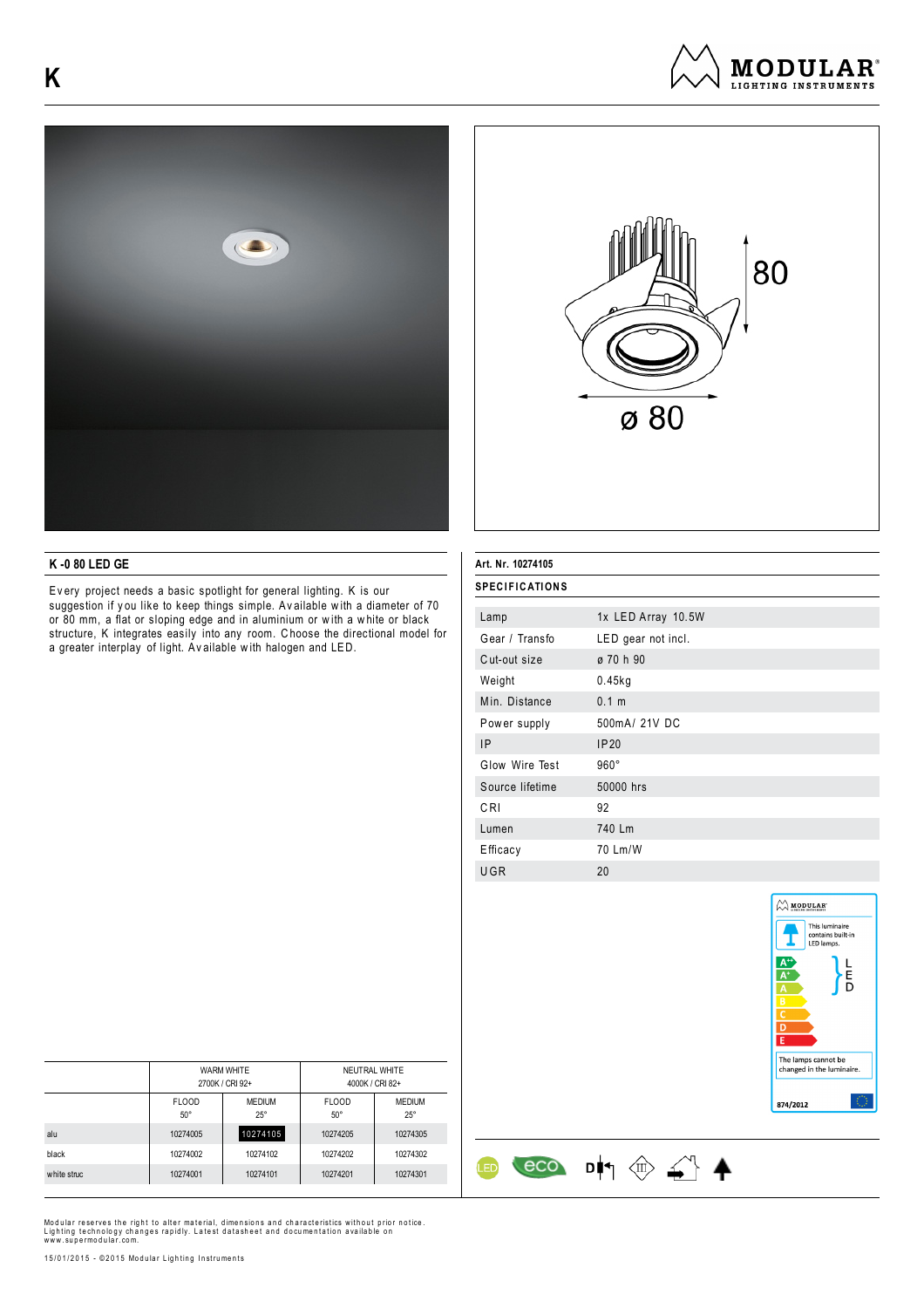# K

MODULAR LIGHTING INSTRUMENTS

80

ø 80

## K -0 80 LED GE

Every project needs a basic spotlight for general lighting. K is our suggestion if you like to keep things simple. Available with a diameter of 70 or 80 mm, a flat or sloping edge and in aluminium or with a white or black structure, K integrates easily into any room. Choose the directional model for a greater interplay of light. Available with halogen and LED.

| | WARM WHITE 2700K / CRI 92+ | | NEUTRAL WHITE 4000K / CRI 82+ | |
|---|---|---|---|---|
| | FLOOD 50° | MEDIUM 25° | FLOOD 50° | MEDIUM 25° |
| alu | 10274005 | **10274105** | 10274205 | 10274305 |
| black | 10274002 | 10274102 | 10274202 | 10274302 |
| white struc | 10274001 | 10274101 | 10274201 | 10274301 |

**Art. Nr. 10274105**

**SPECIFICATIONS**

| | |
|---|---|
| Lamp | 1x LED Array 10.5W |
| Gear / Transfo | LED gear not incl. |
| Cut-out size | ø 70 h 90 |
| Weight | 0.45kg |
| Min. Distance | 0.1 m |
| Power supply | 500mA/ 21V DC |
| IP | IP20 |
| Glow Wire Test | 960° |
| Source lifetime | 50000 hrs |
| CRI | 92 |
| Lumen | 740 Lm |
| Efficacy | 70 Lm/W |
| UGR | 20 |

This luminaire contains built-in LED lamps.

A++ A+ A B C D E — LED

The lamps cannot be changed in the luminaire.

874/2012

Modular reserves the right to alter material, dimensions and characteristics without prior notice. Lighting technology changes rapidly. Latest datasheet and documentation available on www.supermodular.com.

15/01/2015 - ©2015 Modular Lighting Instruments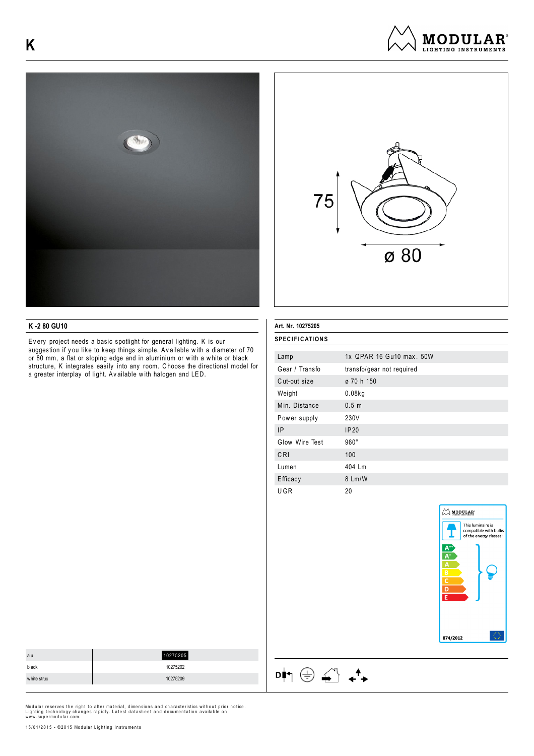# K

## K -2 80 GU10

Every project needs a basic spotlight for general lighting. K is our suggestion if you like to keep things simple. Available with a diameter of 70 or 80 mm, a flat or sloping edge and in aluminium or with a white or black structure, K integrates easily into any room. Choose the directional model for a greater interplay of light. Available with halogen and LED.

75

ø 80

**Art. Nr. 10275205**

### SPECIFICATIONS

| | |
|---|---|
| Lamp | 1x QPAR 16 Gu10 max. 50W |
| Gear / Transfo | transfo/gear not required |
| Cut-out size | ø 70 h 150 |
| Weight | 0.08kg |
| Min. Distance | 0.5 m |
| Power supply | 230V |
| IP | IP20 |
| Glow Wire Test | 960° |
| CRI | 100 |
| Lumen | 404 Lm |
| Efficacy | 8 Lm/W |
| UGR | 20 |

This luminaire is compatible with bulbs of the energy classes: A++, A+, A, B, C, D, E

874/2012

| | |
|---|---|
| alu | 10275205 |
| black | 10275202 |
| white struc | 10275209 |

Modular reserves the right to alter material, dimensions and characteristics without prior notice. Lighting technology changes rapidly. Latest datasheet and documentation available on www.supermodular.com.

15/01/2015 - ©2015 Modular Lighting Instruments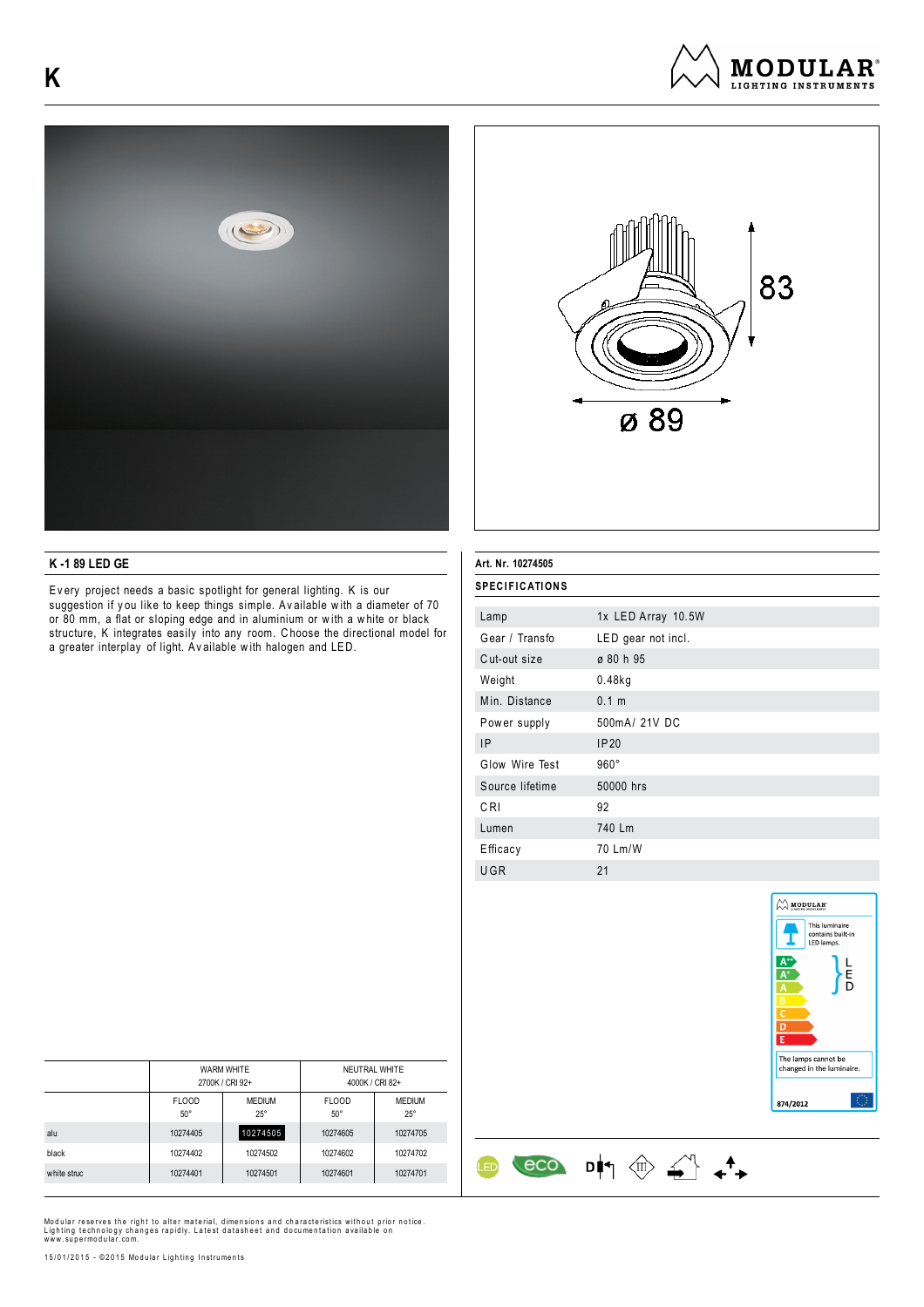# K

## K -1 89 LED GE

Every project needs a basic spotlight for general lighting. K is our suggestion if you like to keep things simple. Available with a diameter of 70 or 80 mm, a flat or sloping edge and in aluminium or with a white or black structure, K integrates easily into any room. Choose the directional model for a greater interplay of light. Available with halogen and LED.

83

ø 89

| | WARM WHITE 2700K / CRI 92+ | | NEUTRAL WHITE 4000K / CRI 82+ | |
|---|---|---|---|---|
| | FLOOD 50° | MEDIUM 25° | FLOOD 50° | MEDIUM 25° |
| alu | 10274405 | **10274505** | 10274605 | 10274705 |
| black | 10274402 | 10274502 | 10274602 | 10274702 |
| white struc | 10274401 | 10274501 | 10274601 | 10274701 |

**Art. Nr. 10274505**

**SPECIFICATIONS**

| | |
|---|---|
| Lamp | 1x LED Array 10.5W |
| Gear / Transfo | LED gear not incl. |
| Cut-out size | ø 80 h 95 |
| Weight | 0.48kg |
| Min. Distance | 0.1 m |
| Power supply | 500mA/ 21V DC |
| IP | IP20 |
| Glow Wire Test | 960° |
| Source lifetime | 50000 hrs |
| CRI | 92 |
| Lumen | 740 Lm |
| Efficacy | 70 Lm/W |
| UGR | 21 |

This luminaire contains built-in LED lamps.

A++ A+ A B C D E — LED

The lamps cannot be changed in the luminaire.

874/2012

Modular reserves the right to alter material, dimensions and characteristics without prior notice. Lighting technology changes rapidly. Latest datasheet and documentation available on www.supermodular.com.

15/01/2015 - ©2015 Modular Lighting Instruments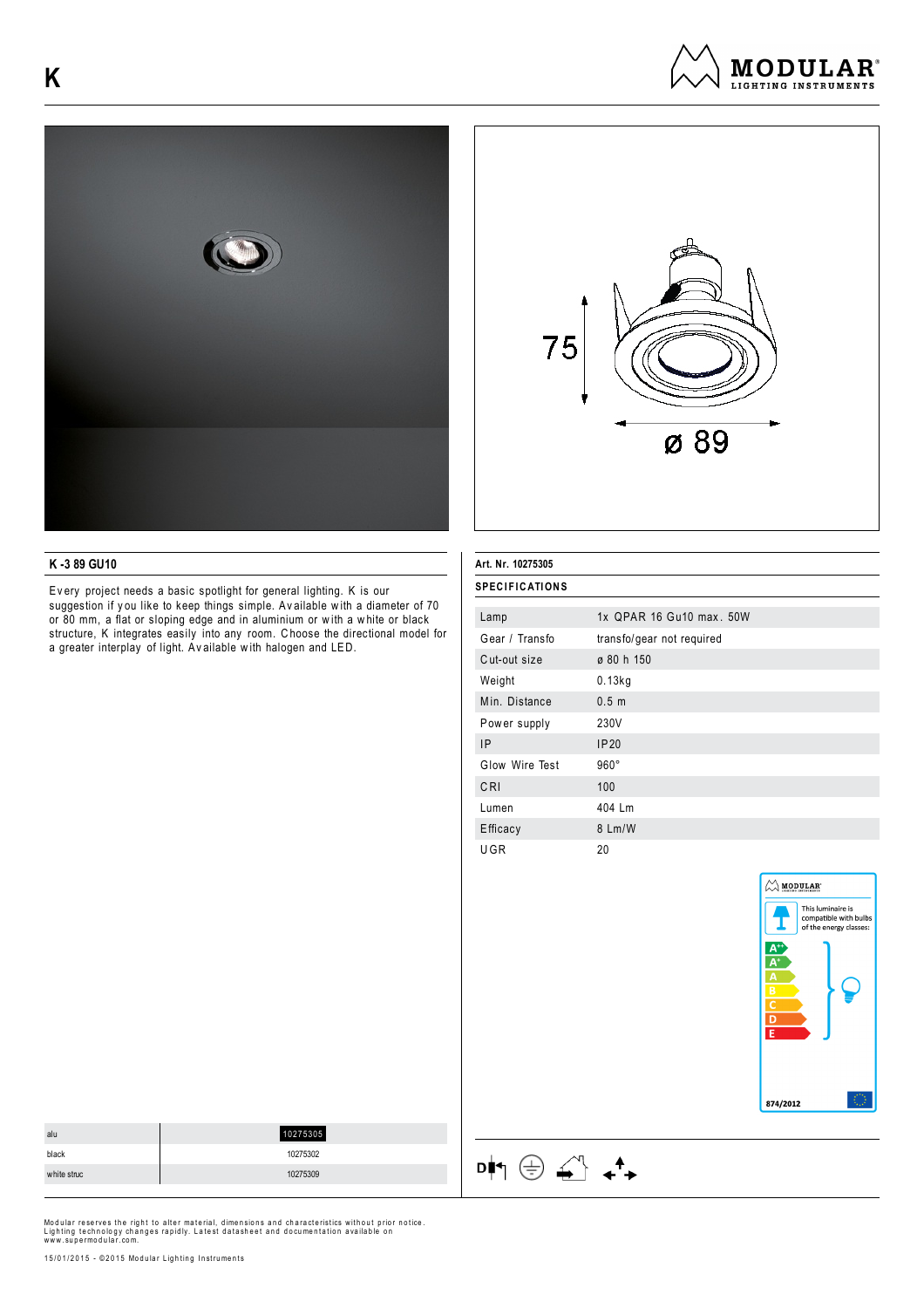# K

**MODULAR**
LIGHTING INSTRUMENTS

75

ø 89

## K -3 89 GU10

Every project needs a basic spotlight for general lighting. K is our suggestion if you like to keep things simple. Available with a diameter of 70 or 80 mm, a flat or sloping edge and in aluminium or with a white or black structure, K integrates easily into any room. Choose the directional model for a greater interplay of light. Available with halogen and LED.

**Art. Nr. 10275305**

**SPECIFICATIONS**

| | |
|---|---|
| Lamp | 1x QPAR 16 Gu10 max. 50W |
| Gear / Transfo | transfo/gear not required |
| Cut-out size | ø 80 h 150 |
| Weight | 0.13kg |
| Min. Distance | 0.5 m |
| Power supply | 230V |
| IP | IP20 |
| Glow Wire Test | 960° |
| CRI | 100 |
| Lumen | 404 Lm |
| Efficacy | 8 Lm/W |
| UGR | 20 |

MODULAR

This luminaire is compatible with bulbs of the energy classes:

A++
A+
A
B
C
D
E

874/2012

| | |
|---|---|
| alu | 10275305 |
| black | 10275302 |
| white struc | 10275309 |

Modular reserves the right to alter material, dimensions and characteristics without prior notice.
Lighting technology changes rapidly. Latest datasheet and documentation available on www.supermodular.com.

15/01/2015 - ©2015 Modular Lighting Instruments